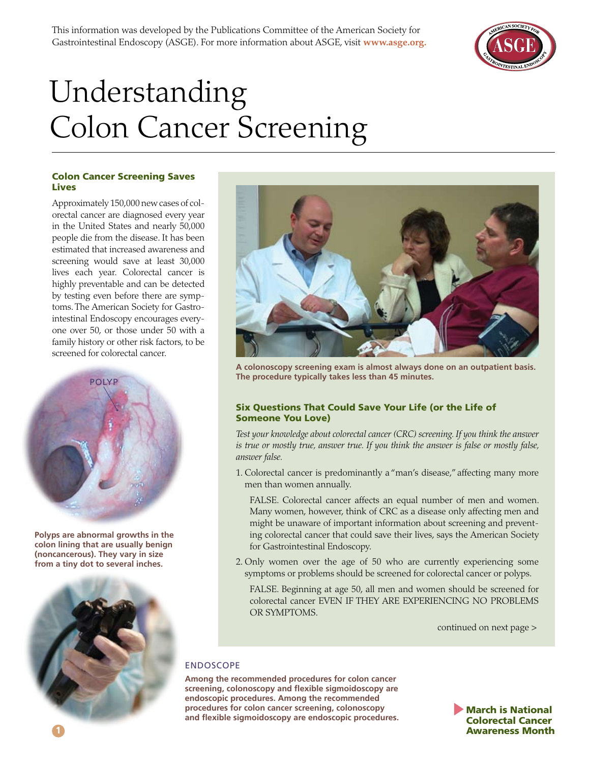This information was developed by the Publications Committee of the American Society for Gastrointestinal Endoscopy (ASGE). For more information about ASGE, visit **www.asge.org.**

# Understanding Colon Cancer Screening

### Colon Cancer Screening Saves Lives

Approximately 150,000 new cases of colorectal cancer are diagnosed every year in the United States and nearly 50,000 people die from the disease. It has been estimated that increased awareness and screening would save at least 30,000 lives each year. Colorectal cancer is highly preventable and can be detected by testing even before there are symptoms. The American Society for Gastrointestinal Endoscopy encourages everyone over 50, or those under 50 with a family history or other risk factors, to be screened for colorectal cancer.

POLYP

**Polyps are abnormal growths in the colon lining that are usually benign (noncancerous). They vary in size from a tiny dot to several inches.**

**A colonoscopy screening exam is almost always done on an outpatient basis. The procedure typically takes less than 45 minutes.**

### Six Questions That Could Save Your Life (or the Life of Someone You Love)

*Test your knowledge about colorectal cancer (CRC) screening. If you think the answer is true or mostly true, answer true. If you think the answer is false or mostly false, answer false.*

1. Colorectal cancer is predominantly a "man's disease," affecting many more men than women annually.

   FALSE. Colorectal cancer affects an equal number of men and women. Many women, however, think of CRC as a disease only affecting men and might be unaware of important information about screening and preventing colorectal cancer that could save their lives, says the American Society for Gastrointestinal Endoscopy.

2. Only women over the age of 50 who are currently experiencing some symptoms or problems should be screened for colorectal cancer or polyps.

   FALSE. Beginning at age 50, all men and women should be screened for colorectal cancer EVEN IF THEY ARE EXPERIENCING NO PROBLEMS OR SYMPTOMS.

continued on next page >

ENDOSCOPE

**Among the recommended procedures for colon cancer screening, colonoscopy and flexible sigmoidoscopy are endoscopic procedures. Among the recommended procedures for colon cancer screening, colonoscopy and flexible sigmoidoscopy are endoscopic procedures.**

**March is National Colorectal Cancer Awareness Month**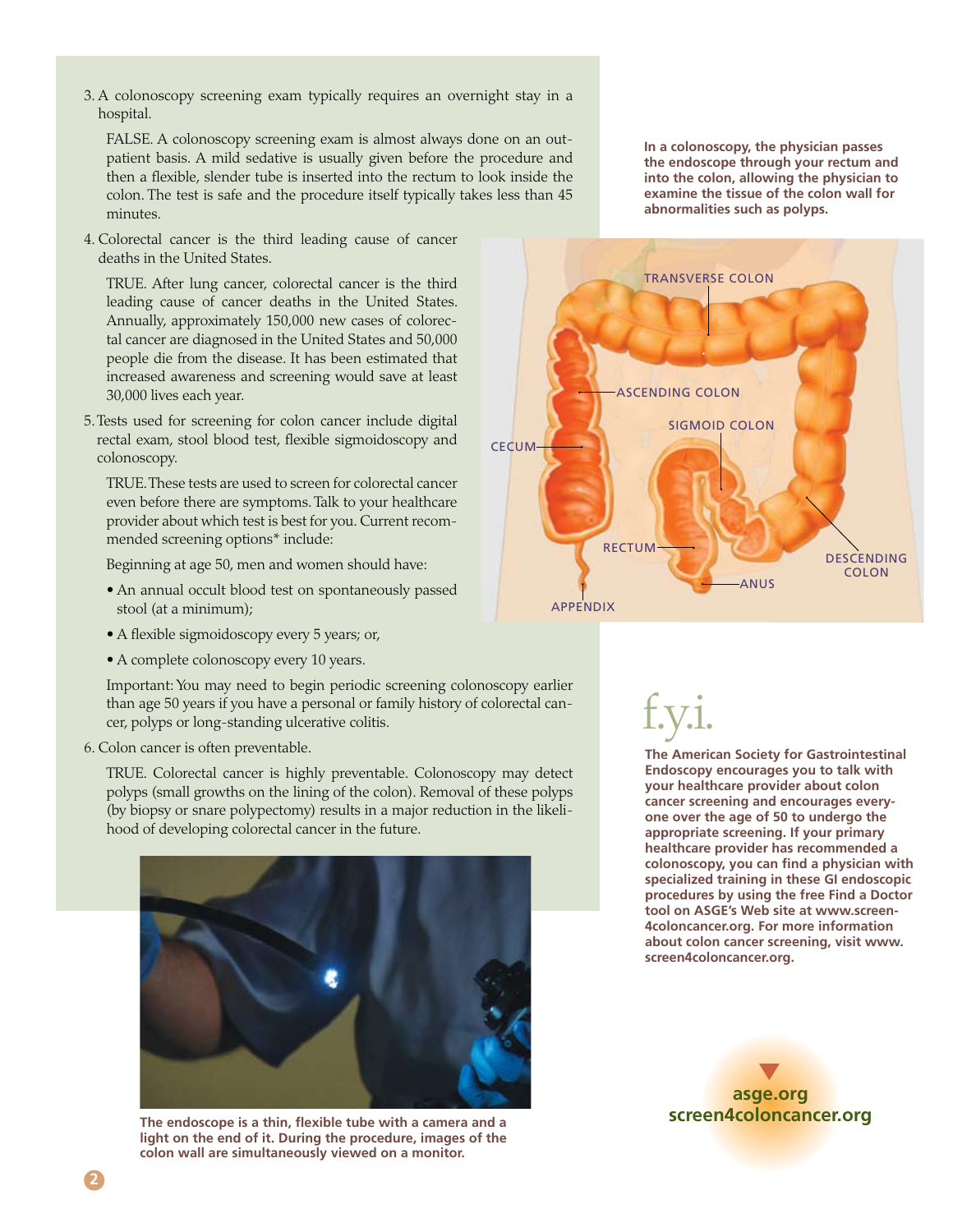3. A colonoscopy screening exam typically requires an overnight stay in a hospital.

   FALSE. A colonoscopy screening exam is almost always done on an outpatient basis. A mild sedative is usually given before the procedure and then a flexible, slender tube is inserted into the rectum to look inside the colon. The test is safe and the procedure itself typically takes less than 45 minutes.

4. Colorectal cancer is the third leading cause of cancer deaths in the United States.

   TRUE. After lung cancer, colorectal cancer is the third leading cause of cancer deaths in the United States. Annually, approximately 150,000 new cases of colorectal cancer are diagnosed in the United States and 50,000 people die from the disease. It has been estimated that increased awareness and screening would save at least 30,000 lives each year.

5. Tests used for screening for colon cancer include digital rectal exam, stool blood test, flexible sigmoidoscopy and colonoscopy.

   TRUE. These tests are used to screen for colorectal cancer even before there are symptoms. Talk to your healthcare provider about which test is best for you. Current recommended screening options* include:

   Beginning at age 50, men and women should have:

   - An annual occult blood test on spontaneously passed stool (at a minimum);
   - A flexible sigmoidoscopy every 5 years; or,
   - A complete colonoscopy every 10 years.

   Important: You may need to begin periodic screening colonoscopy earlier than age 50 years if you have a personal or family history of colorectal cancer, polyps or long-standing ulcerative colitis.

6. Colon cancer is often preventable.

   TRUE. Colorectal cancer is highly preventable. Colonoscopy may detect polyps (small growths on the lining of the colon). Removal of these polyps (by biopsy or snare polypectomy) results in a major reduction in the likelihood of developing colorectal cancer in the future.

**The endoscope is a thin, flexible tube with a camera and a light on the end of it. During the procedure, images of the colon wall are simultaneously viewed on a monitor.**

**In a colonoscopy, the physician passes the endoscope through your rectum and into the colon, allowing the physician to examine the tissue of the colon wall for abnormalities such as polyps.**

TRANSVERSE COLON, ASCENDING COLON, SIGMOID COLON, CECUM, RECTUM, DESCENDING COLON, ANUS, APPENDIX

## f.y.i.

**The American Society for Gastrointestinal Endoscopy encourages you to talk with your healthcare provider about colon cancer screening and encourages everyone over the age of 50 to undergo the appropriate screening. If your primary healthcare provider has recommended a colonoscopy, you can find a physician with specialized training in these GI endoscopic procedures by using the free Find a Doctor tool on ASGE's Web site at www.screen4coloncancer.org. For more information about colon cancer screening, visit www.screen4coloncancer.org.**

**asge.org**
**screen4coloncancer.org**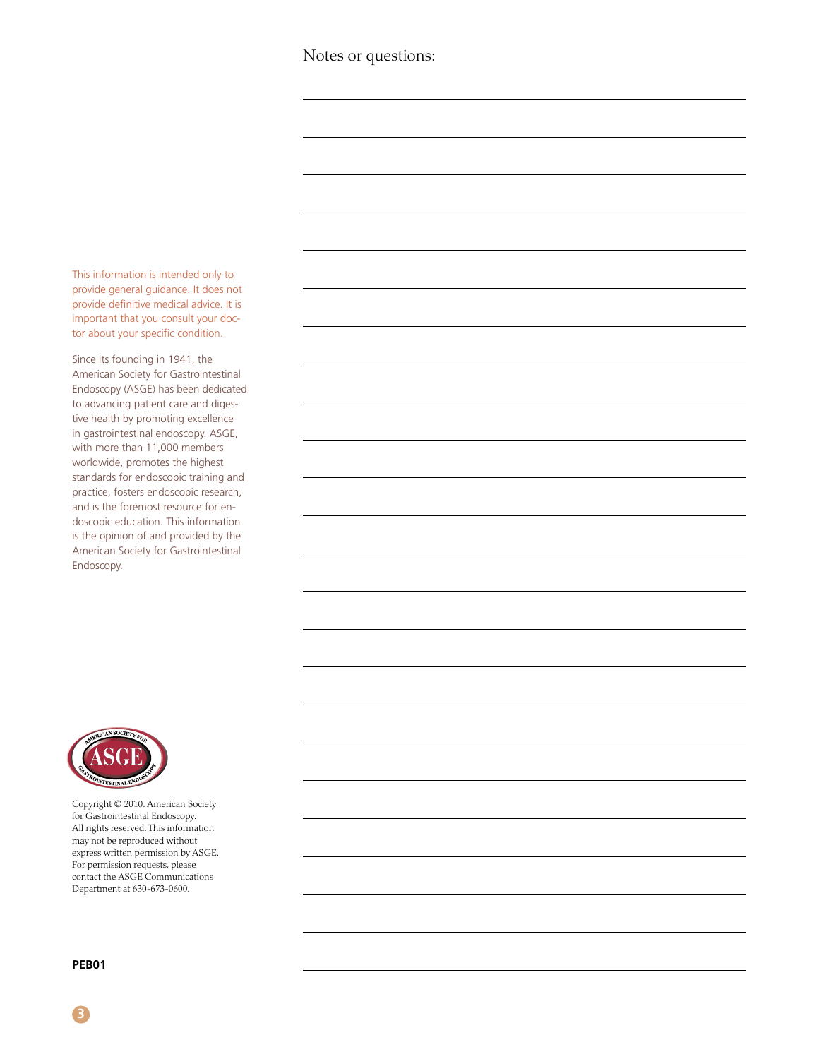Notes or questions:

This information is intended only to provide general guidance. It does not provide definitive medical advice. It is important that you consult your doctor about your specific condition.

Since its founding in 1941, the American Society for Gastrointestinal Endoscopy (ASGE) has been dedicated to advancing patient care and digestive health by promoting excellence in gastrointestinal endoscopy. ASGE, with more than 11,000 members worldwide, promotes the highest standards for endoscopic training and practice, fosters endoscopic research, and is the foremost resource for endoscopic education. This information is the opinion of and provided by the American Society for Gastrointestinal Endoscopy.

Copyright © 2010. American Society for Gastrointestinal Endoscopy. All rights reserved. This information may not be reproduced without express written permission by ASGE. For permission requests, please contact the ASGE Communications Department at 630-673-0600.

**PEB01**